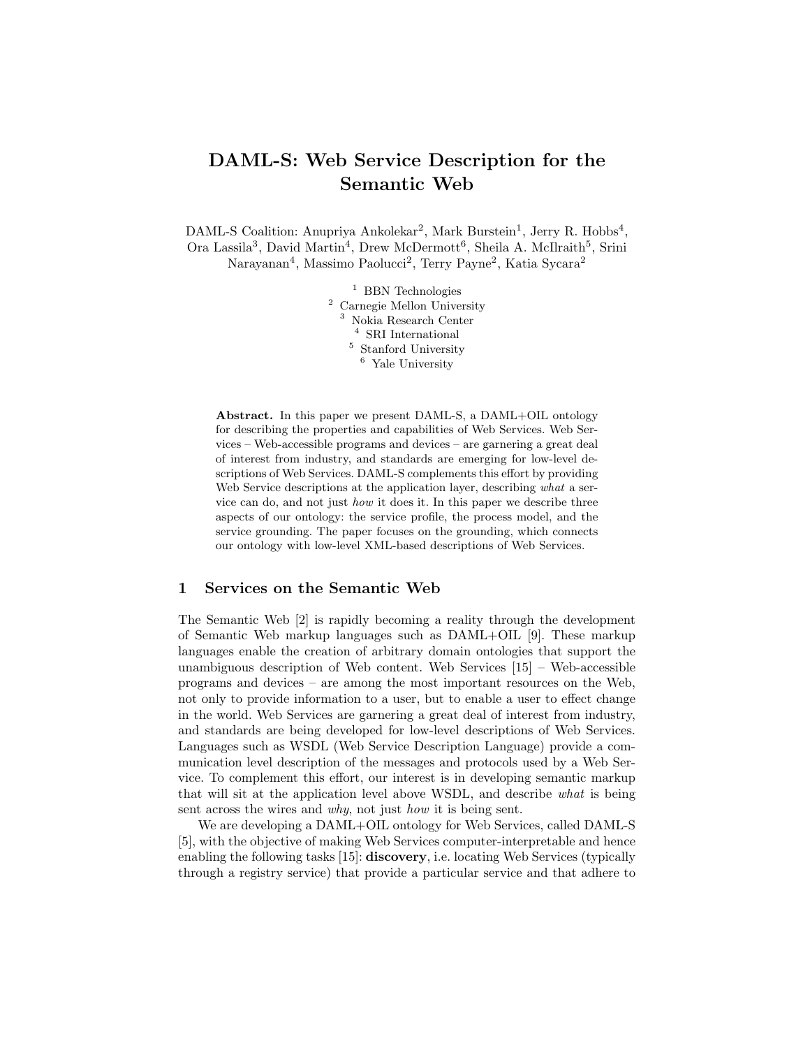# DAML-S: Web Service Description for the Semantic Web

DAML-S Coalition: Anupriya Ankolekar[2], Mark Burstein[1], Jerry R. Hobbs[4], Ora Lassila[3], David Martin[4], Drew McDermott[6], Sheila A. McIlraith[5], Srini Narayanan[4], Massimo Paolucci[2], Terry Payne[2], Katia Sycara[2]

[1] BBN Technologies
[2] Carnegie Mellon University
[3] Nokia Research Center
[4] SRI International
[5] Stanford University
[6] Yale University

**Abstract.** In this paper we present DAML-S, a DAML+OIL ontology for describing the properties and capabilities of Web Services. Web Services – Web-accessible programs and devices – are garnering a great deal of interest from industry, and standards are emerging for low-level descriptions of Web Services. DAML-S complements this effort by providing Web Service descriptions at the application layer, describing *what* a service can do, and not just *how* it does it. In this paper we describe three aspects of our ontology: the service profile, the process model, and the service grounding. The paper focuses on the grounding, which connects our ontology with low-level XML-based descriptions of Web Services.

## 1 Services on the Semantic Web

The Semantic Web [2] is rapidly becoming a reality through the development of Semantic Web markup languages such as DAML+OIL [9]. These markup languages enable the creation of arbitrary domain ontologies that support the unambiguous description of Web content. Web Services [15] – Web-accessible programs and devices – are among the most important resources on the Web, not only to provide information to a user, but to enable a user to effect change in the world. Web Services are garnering a great deal of interest from industry, and standards are being developed for low-level descriptions of Web Services. Languages such as WSDL (Web Service Description Language) provide a communication level description of the messages and protocols used by a Web Service. To complement this effort, our interest is in developing semantic markup that will sit at the application level above WSDL, and describe *what* is being sent across the wires and *why*, not just *how* it is being sent.

We are developing a DAML+OIL ontology for Web Services, called DAML-S [5], with the objective of making Web Services computer-interpretable and hence enabling the following tasks [15]: **discovery**, i.e. locating Web Services (typically through a registry service) that provide a particular service and that adhere to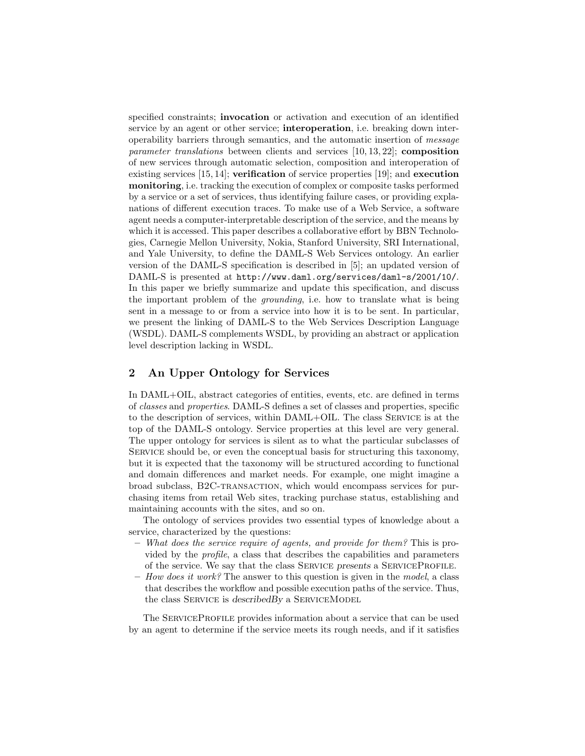specified constraints; **invocation** or activation and execution of an identified service by an agent or other service; **interoperation**, i.e. breaking down interoperability barriers through semantics, and the automatic insertion of *message parameter translations* between clients and services [10, 13, 22]; **composition** of new services through automatic selection, composition and interoperation of existing services [15, 14]; **verification** of service properties [19]; and **execution monitoring**, i.e. tracking the execution of complex or composite tasks performed by a service or a set of services, thus identifying failure cases, or providing explanations of different execution traces. To make use of a Web Service, a software agent needs a computer-interpretable description of the service, and the means by which it is accessed. This paper describes a collaborative effort by BBN Technologies, Carnegie Mellon University, Nokia, Stanford University, SRI International, and Yale University, to define the DAML-S Web Services ontology. An earlier version of the DAML-S specification is described in [5]; an updated version of DAML-S is presented at `http://www.daml.org/services/daml-s/2001/10/`. In this paper we briefly summarize and update this specification, and discuss the important problem of the *grounding*, i.e. how to translate what is being sent in a message to or from a service into how it is to be sent. In particular, we present the linking of DAML-S to the Web Services Description Language (WSDL). DAML-S complements WSDL, by providing an abstract or application level description lacking in WSDL.

## 2 An Upper Ontology for Services

In DAML+OIL, abstract categories of entities, events, etc. are defined in terms of *classes* and *properties*. DAML-S defines a set of classes and properties, specific to the description of services, within DAML+OIL. The class Service is at the top of the DAML-S ontology. Service properties at this level are very general. The upper ontology for services is silent as to what the particular subclasses of Service should be, or even the conceptual basis for structuring this taxonomy, but it is expected that the taxonomy will be structured according to functional and domain differences and market needs. For example, one might imagine a broad subclass, B2C-transaction, which would encompass services for purchasing items from retail Web sites, tracking purchase status, establishing and maintaining accounts with the sites, and so on.

The ontology of services provides two essential types of knowledge about a service, characterized by the questions:

- *What does the service require of agents, and provide for them?* This is provided by the *profile*, a class that describes the capabilities and parameters of the service. We say that the class Service *presents* a ServiceProfile.
- *How does it work?* The answer to this question is given in the *model*, a class that describes the workflow and possible execution paths of the service. Thus, the class Service is *describedBy* a ServiceModel

The ServiceProfile provides information about a service that can be used by an agent to determine if the service meets its rough needs, and if it satisfies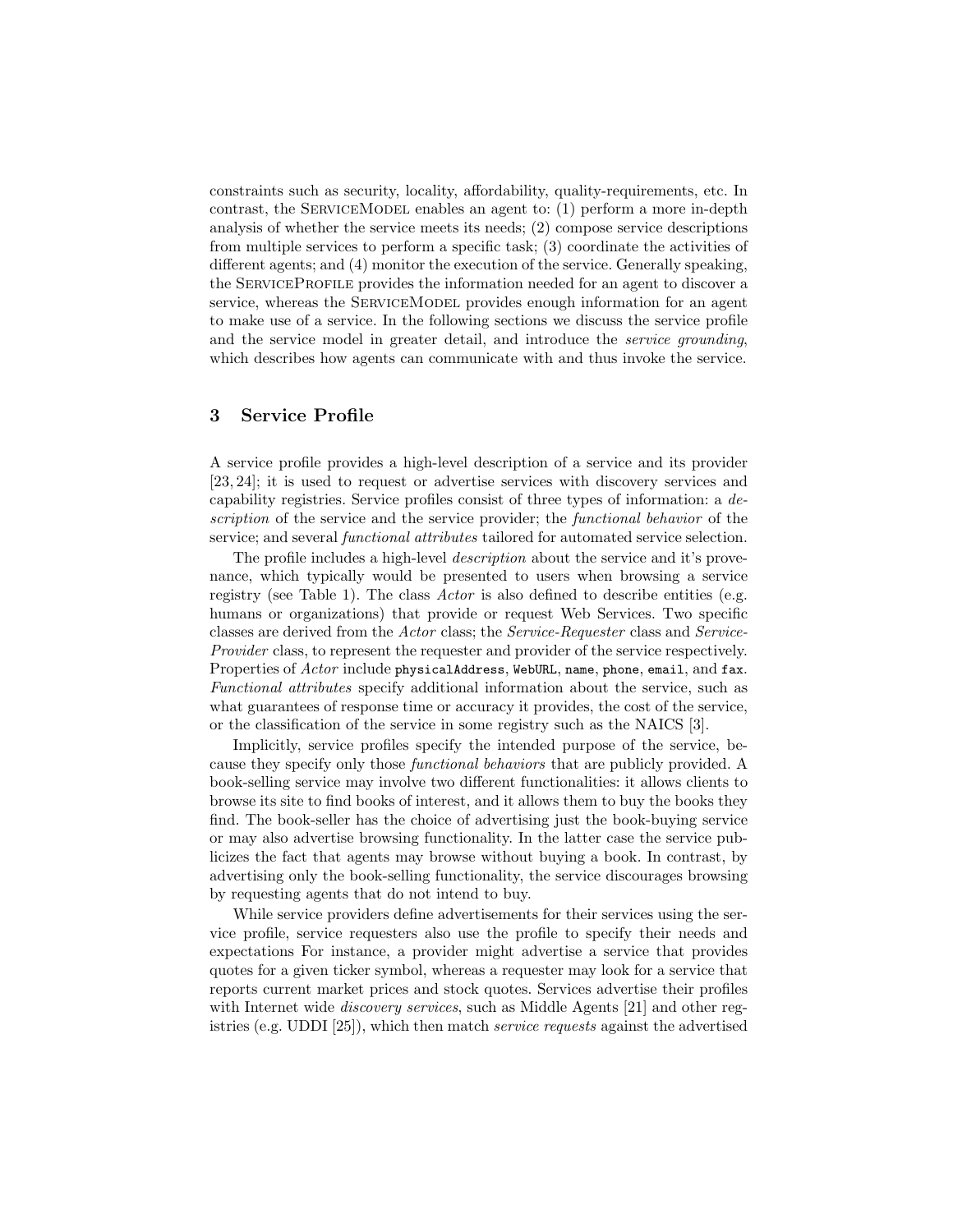constraints such as security, locality, affordability, quality-requirements, etc. In contrast, the ServiceModel enables an agent to: (1) perform a more in-depth analysis of whether the service meets its needs; (2) compose service descriptions from multiple services to perform a specific task; (3) coordinate the activities of different agents; and (4) monitor the execution of the service. Generally speaking, the ServiceProfile provides the information needed for an agent to discover a service, whereas the ServiceModel provides enough information for an agent to make use of a service. In the following sections we discuss the service profile and the service model in greater detail, and introduce the *service grounding*, which describes how agents can communicate with and thus invoke the service.

## 3 Service Profile

A service profile provides a high-level description of a service and its provider [23, 24]; it is used to request or advertise services with discovery services and capability registries. Service profiles consist of three types of information: a *description* of the service and the service provider; the *functional behavior* of the service; and several *functional attributes* tailored for automated service selection.

The profile includes a high-level *description* about the service and it's provenance, which typically would be presented to users when browsing a service registry (see Table 1). The class *Actor* is also defined to describe entities (e.g. humans or organizations) that provide or request Web Services. Two specific classes are derived from the *Actor* class; the *Service-Requester* class and *Service-Provider* class, to represent the requester and provider of the service respectively. Properties of *Actor* include `physicalAddress`, `WebURL`, `name`, `phone`, `email`, and `fax`. *Functional attributes* specify additional information about the service, such as what guarantees of response time or accuracy it provides, the cost of the service, or the classification of the service in some registry such as the NAICS [3].

Implicitly, service profiles specify the intended purpose of the service, because they specify only those *functional behaviors* that are publicly provided. A book-selling service may involve two different functionalities: it allows clients to browse its site to find books of interest, and it allows them to buy the books they find. The book-seller has the choice of advertising just the book-buying service or may also advertise browsing functionality. In the latter case the service publicizes the fact that agents may browse without buying a book. In contrast, by advertising only the book-selling functionality, the service discourages browsing by requesting agents that do not intend to buy.

While service providers define advertisements for their services using the service profile, service requesters also use the profile to specify their needs and expectations For instance, a provider might advertise a service that provides quotes for a given ticker symbol, whereas a requester may look for a service that reports current market prices and stock quotes. Services advertise their profiles with Internet wide *discovery services*, such as Middle Agents [21] and other registries (e.g. UDDI [25]), which then match *service requests* against the advertised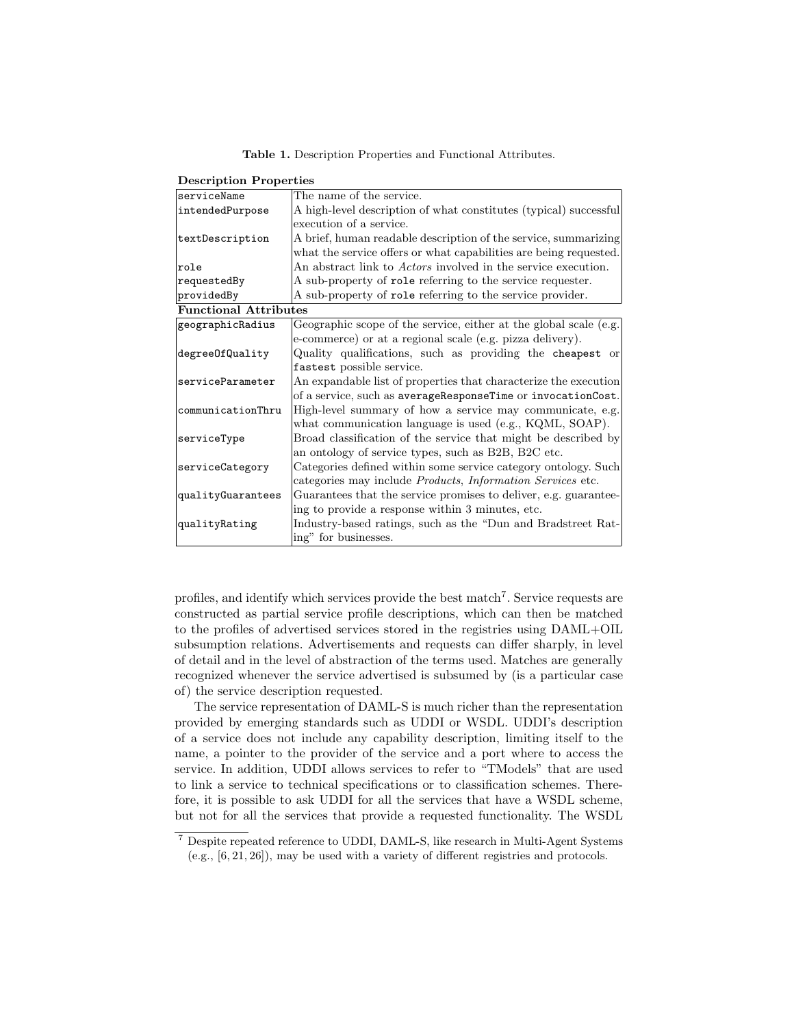**Table 1.** Description Properties and Functional Attributes.

| **Description Properties** | |
|---|---|
| serviceName | The name of the service. |
| intendedPurpose | A high-level description of what constitutes (typical) successful execution of a service. |
| textDescription | A brief, human readable description of the service, summarizing what the service offers or what capabilities are being requested. |
| role | An abstract link to *Actors* involved in the service execution. |
| requestedBy | A sub-property of role referring to the service requester. |
| providedBy | A sub-property of role referring to the service provider. |
| **Functional Attributes** | |
| geographicRadius | Geographic scope of the service, either at the global scale (e.g. e-commerce) or at a regional scale (e.g. pizza delivery). |
| degreeOfQuality | Quality qualifications, such as providing the cheapest or fastest possible service. |
| serviceParameter | An expandable list of properties that characterize the execution of a service, such as averageResponseTime or invocationCost. |
| communicationThru | High-level summary of how a service may communicate, e.g. what communication language is used (e.g., KQML, SOAP). |
| serviceType | Broad classification of the service that might be described by an ontology of service types, such as B2B, B2C etc. |
| serviceCategory | Categories defined within some service category ontology. Such categories may include *Products*, *Information Services* etc. |
| qualityGuarantees | Guarantees that the service promises to deliver, e.g. guaranteeing to provide a response within 3 minutes, etc. |
| qualityRating | Industry-based ratings, such as the "Dun and Bradstreet Rating" for businesses. |

profiles, and identify which services provide the best match[7]. Service requests are constructed as partial service profile descriptions, which can then be matched to the profiles of advertised services stored in the registries using DAML+OIL subsumption relations. Advertisements and requests can differ sharply, in level of detail and in the level of abstraction of the terms used. Matches are generally recognized whenever the service advertised is subsumed by (is a particular case of) the service description requested.

The service representation of DAML-S is much richer than the representation provided by emerging standards such as UDDI or WSDL. UDDI's description of a service does not include any capability description, limiting itself to the name, a pointer to the provider of the service and a port where to access the service. In addition, UDDI allows services to refer to "TModels" that are used to link a service to technical specifications or to classification schemes. Therefore, it is possible to ask UDDI for all the services that have a WSDL scheme, but not for all the services that provide a requested functionality. The WSDL

[7] Despite repeated reference to UDDI, DAML-S, like research in Multi-Agent Systems (e.g., [6, 21, 26]), may be used with a variety of different registries and protocols.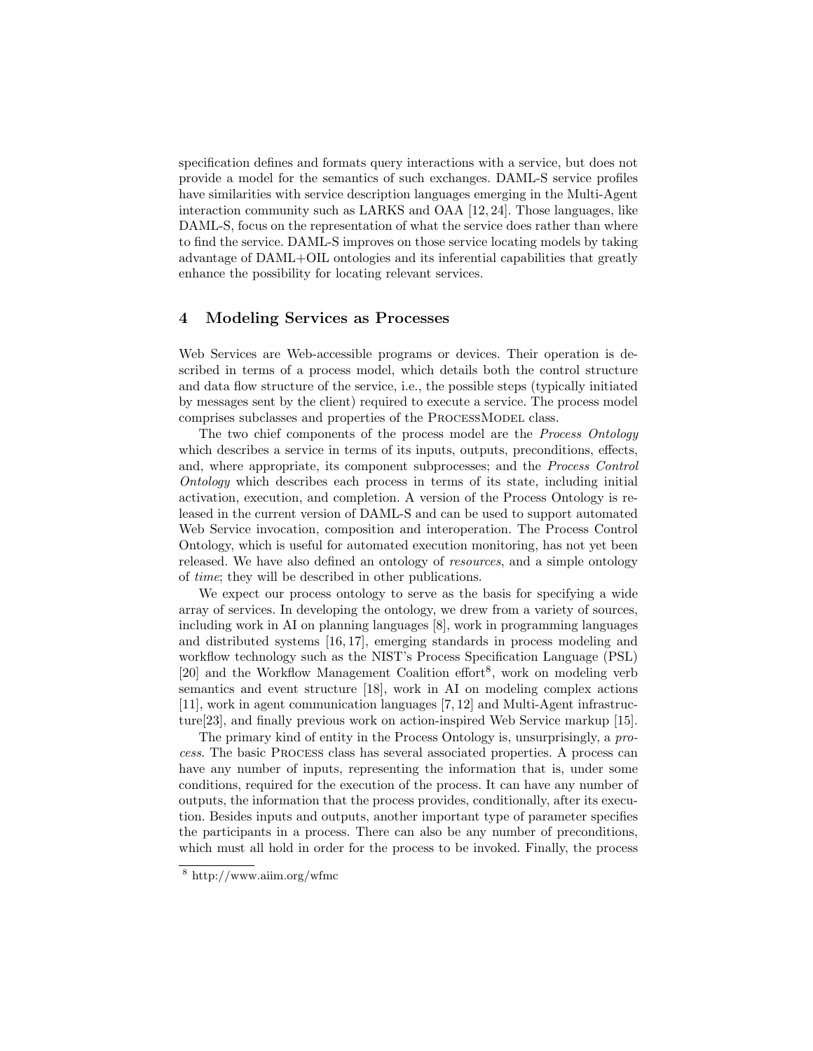specification defines and formats query interactions with a service, but does not provide a model for the semantics of such exchanges. DAML-S service profiles have similarities with service description languages emerging in the Multi-Agent interaction community such as LARKS and OAA [12, 24]. Those languages, like DAML-S, focus on the representation of what the service does rather than where to find the service. DAML-S improves on those service locating models by taking advantage of DAML+OIL ontologies and its inferential capabilities that greatly enhance the possibility for locating relevant services.

## 4 Modeling Services as Processes

Web Services are Web-accessible programs or devices. Their operation is described in terms of a process model, which details both the control structure and data flow structure of the service, i.e., the possible steps (typically initiated by messages sent by the client) required to execute a service. The process model comprises subclasses and properties of the ProcessModel class.

The two chief components of the process model are the *Process Ontology* which describes a service in terms of its inputs, outputs, preconditions, effects, and, where appropriate, its component subprocesses; and the *Process Control Ontology* which describes each process in terms of its state, including initial activation, execution, and completion. A version of the Process Ontology is released in the current version of DAML-S and can be used to support automated Web Service invocation, composition and interoperation. The Process Control Ontology, which is useful for automated execution monitoring, has not yet been released. We have also defined an ontology of *resources*, and a simple ontology of *time*; they will be described in other publications.

We expect our process ontology to serve as the basis for specifying a wide array of services. In developing the ontology, we drew from a variety of sources, including work in AI on planning languages [8], work in programming languages and distributed systems [16, 17], emerging standards in process modeling and workflow technology such as the NIST's Process Specification Language (PSL) [20] and the Workflow Management Coalition effort[8], work on modeling verb semantics and event structure [18], work in AI on modeling complex actions [11], work in agent communication languages [7, 12] and Multi-Agent infrastructure[23], and finally previous work on action-inspired Web Service markup [15].

The primary kind of entity in the Process Ontology is, unsurprisingly, a *process*. The basic Process class has several associated properties. A process can have any number of inputs, representing the information that is, under some conditions, required for the execution of the process. It can have any number of outputs, the information that the process provides, conditionally, after its execution. Besides inputs and outputs, another important type of parameter specifies the participants in a process. There can also be any number of preconditions, which must all hold in order for the process to be invoked. Finally, the process

[8] http://www.aiim.org/wfmc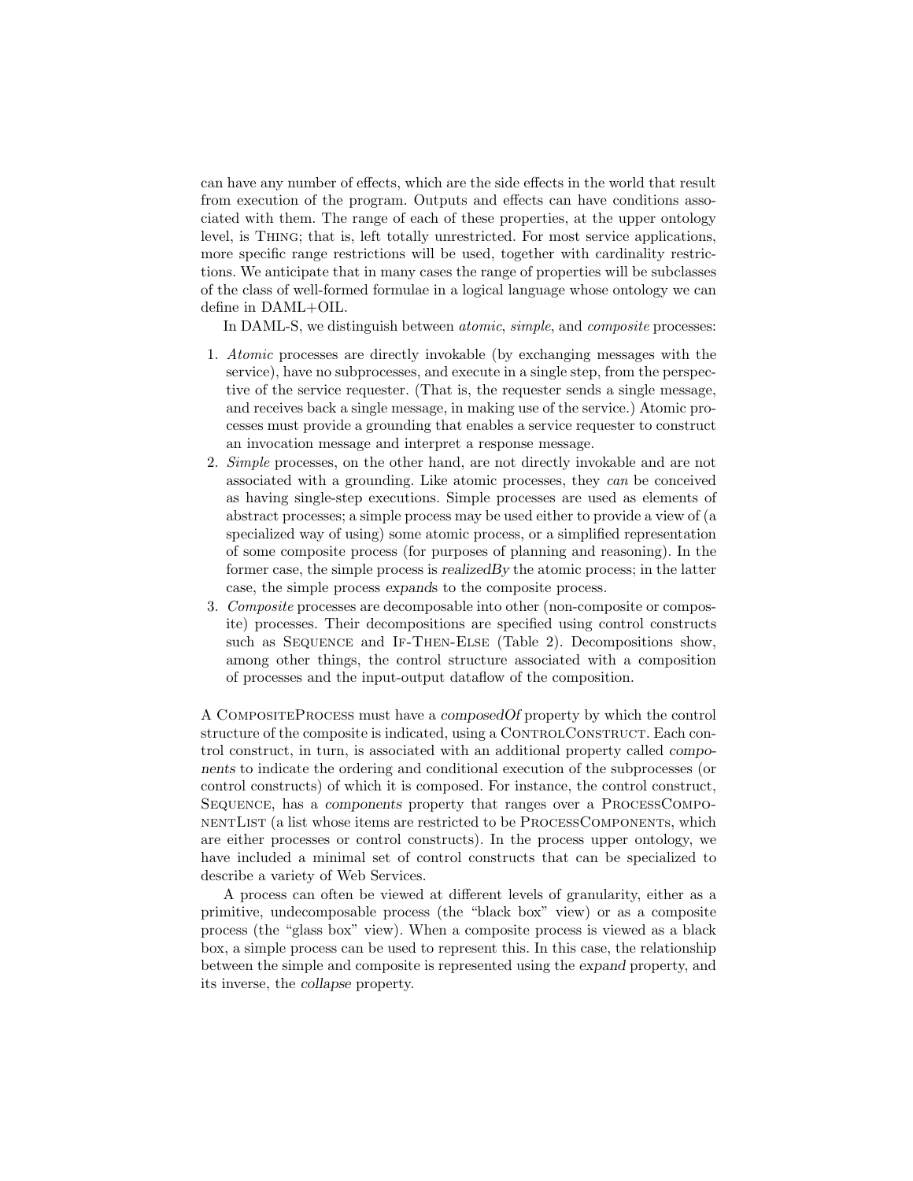can have any number of effects, which are the side effects in the world that result from execution of the program. Outputs and effects can have conditions associated with them. The range of each of these properties, at the upper ontology level, is Thing; that is, left totally unrestricted. For most service applications, more specific range restrictions will be used, together with cardinality restrictions. We anticipate that in many cases the range of properties will be subclasses of the class of well-formed formulae in a logical language whose ontology we can define in DAML+OIL.

In DAML-S, we distinguish between *atomic*, *simple*, and *composite* processes:

1. *Atomic* processes are directly invokable (by exchanging messages with the service), have no subprocesses, and execute in a single step, from the perspective of the service requester. (That is, the requester sends a single message, and receives back a single message, in making use of the service.) Atomic processes must provide a grounding that enables a service requester to construct an invocation message and interpret a response message.
2. *Simple* processes, on the other hand, are not directly invokable and are not associated with a grounding. Like atomic processes, they *can* be conceived as having single-step executions. Simple processes are used as elements of abstract processes; a simple process may be used either to provide a view of (a specialized way of using) some atomic process, or a simplified representation of some composite process (for purposes of planning and reasoning). In the former case, the simple process is *realizedBy* the atomic process; in the latter case, the simple process *expands* to the composite process.
3. *Composite* processes are decomposable into other (non-composite or composite) processes. Their decompositions are specified using control constructs such as Sequence and If-Then-Else (Table 2). Decompositions show, among other things, the control structure associated with a composition of processes and the input-output dataflow of the composition.

A CompositeProcess must have a *composedOf* property by which the control structure of the composite is indicated, using a ControlConstruct. Each control construct, in turn, is associated with an additional property called *components* to indicate the ordering and conditional execution of the subprocesses (or control constructs) of which it is composed. For instance, the control construct, Sequence, has a *components* property that ranges over a ProcessComponentList (a list whose items are restricted to be ProcessComponents, which are either processes or control constructs). In the process upper ontology, we have included a minimal set of control constructs that can be specialized to describe a variety of Web Services.

A process can often be viewed at different levels of granularity, either as a primitive, undecomposable process (the "black box" view) or as a composite process (the "glass box" view). When a composite process is viewed as a black box, a simple process can be used to represent this. In this case, the relationship between the simple and composite is represented using the *expand* property, and its inverse, the *collapse* property.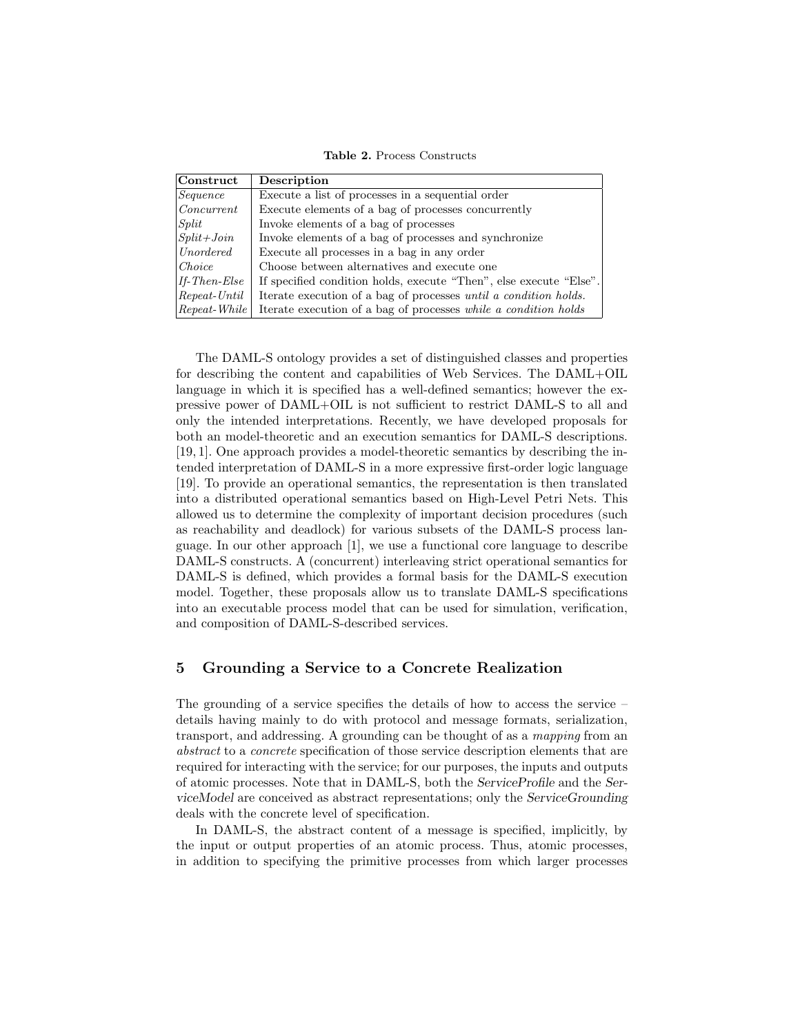**Table 2.** Process Constructs

| Construct | Description |
|---|---|
| *Sequence* | Execute a list of processes in a sequential order |
| *Concurrent* | Execute elements of a bag of processes concurrently |
| *Split* | Invoke elements of a bag of processes |
| *Split+Join* | Invoke elements of a bag of processes and synchronize |
| *Unordered* | Execute all processes in a bag in any order |
| *Choice* | Choose between alternatives and execute one |
| *If-Then-Else* | If specified condition holds, execute "Then", else execute "Else". |
| *Repeat-Until* | Iterate execution of a bag of processes *until a condition holds.* |
| *Repeat-While* | Iterate execution of a bag of processes *while a condition holds* |

The DAML-S ontology provides a set of distinguished classes and properties for describing the content and capabilities of Web Services. The DAML+OIL language in which it is specified has a well-defined semantics; however the expressive power of DAML+OIL is not sufficient to restrict DAML-S to all and only the intended interpretations. Recently, we have developed proposals for both an model-theoretic and an execution semantics for DAML-S descriptions. [19, 1]. One approach provides a model-theoretic semantics by describing the intended interpretation of DAML-S in a more expressive first-order logic language [19]. To provide an operational semantics, the representation is then translated into a distributed operational semantics based on High-Level Petri Nets. This allowed us to determine the complexity of important decision procedures (such as reachability and deadlock) for various subsets of the DAML-S process language. In our other approach [1], we use a functional core language to describe DAML-S constructs. A (concurrent) interleaving strict operational semantics for DAML-S is defined, which provides a formal basis for the DAML-S execution model. Together, these proposals allow us to translate DAML-S specifications into an executable process model that can be used for simulation, verification, and composition of DAML-S-described services.

## 5 Grounding a Service to a Concrete Realization

The grounding of a service specifies the details of how to access the service – details having mainly to do with protocol and message formats, serialization, transport, and addressing. A grounding can be thought of as a *mapping* from an *abstract* to a *concrete* specification of those service description elements that are required for interacting with the service; for our purposes, the inputs and outputs of atomic processes. Note that in DAML-S, both the *ServiceProfile* and the *ServiceModel* are conceived as abstract representations; only the *ServiceGrounding* deals with the concrete level of specification.

In DAML-S, the abstract content of a message is specified, implicitly, by the input or output properties of an atomic process. Thus, atomic processes, in addition to specifying the primitive processes from which larger processes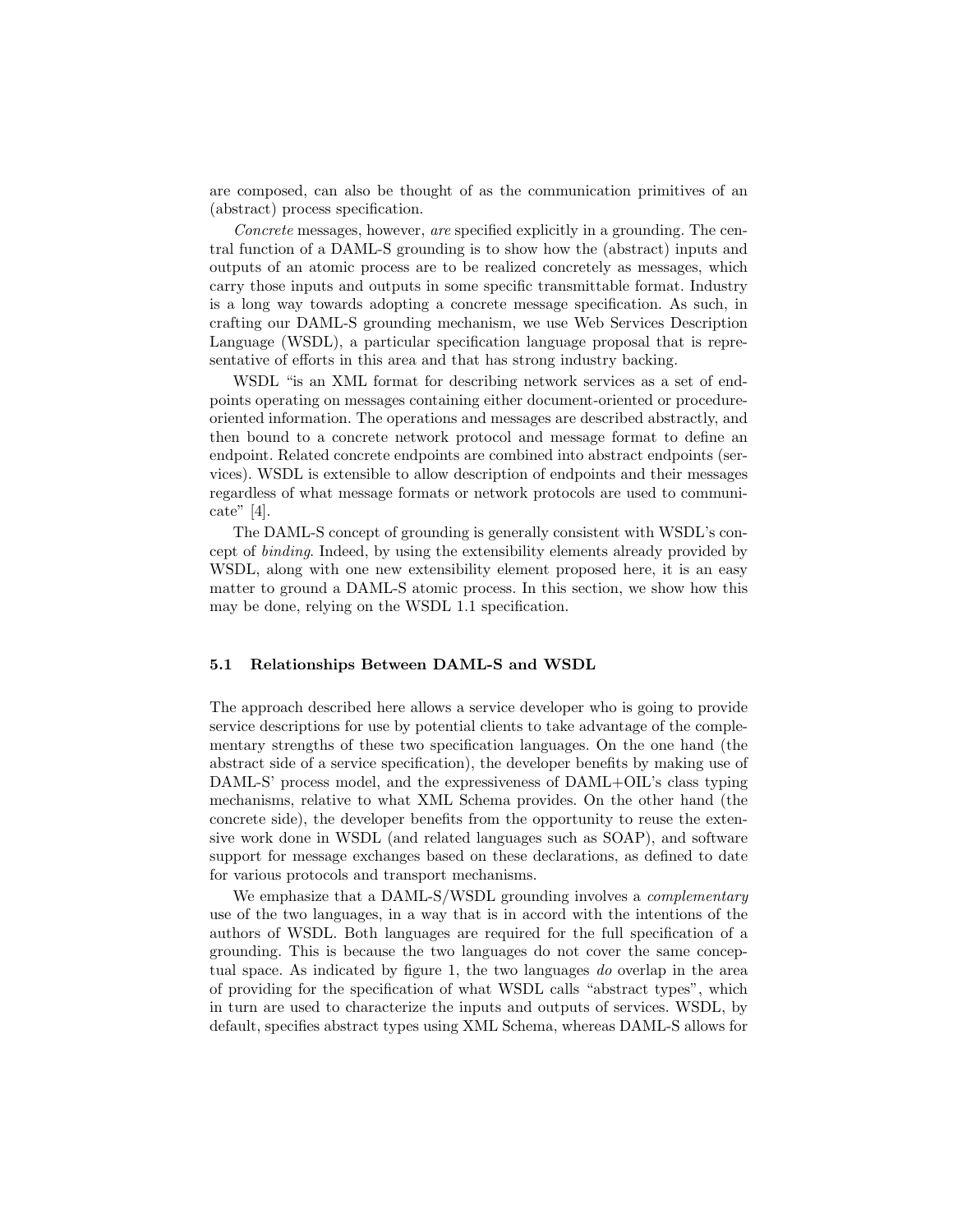are composed, can also be thought of as the communication primitives of an (abstract) process specification.

*Concrete* messages, however, *are* specified explicitly in a grounding. The central function of a DAML-S grounding is to show how the (abstract) inputs and outputs of an atomic process are to be realized concretely as messages, which carry those inputs and outputs in some specific transmittable format. Industry is a long way towards adopting a concrete message specification. As such, in crafting our DAML-S grounding mechanism, we use Web Services Description Language (WSDL), a particular specification language proposal that is representative of efforts in this area and that has strong industry backing.

WSDL "is an XML format for describing network services as a set of endpoints operating on messages containing either document-oriented or procedure-oriented information. The operations and messages are described abstractly, and then bound to a concrete network protocol and message format to define an endpoint. Related concrete endpoints are combined into abstract endpoints (services). WSDL is extensible to allow description of endpoints and their messages regardless of what message formats or network protocols are used to communicate" [4].

The DAML-S concept of grounding is generally consistent with WSDL's concept of *binding*. Indeed, by using the extensibility elements already provided by WSDL, along with one new extensibility element proposed here, it is an easy matter to ground a DAML-S atomic process. In this section, we show how this may be done, relying on the WSDL 1.1 specification.

### 5.1 Relationships Between DAML-S and WSDL

The approach described here allows a service developer who is going to provide service descriptions for use by potential clients to take advantage of the complementary strengths of these two specification languages. On the one hand (the abstract side of a service specification), the developer benefits by making use of DAML-S' process model, and the expressiveness of DAML+OIL's class typing mechanisms, relative to what XML Schema provides. On the other hand (the concrete side), the developer benefits from the opportunity to reuse the extensive work done in WSDL (and related languages such as SOAP), and software support for message exchanges based on these declarations, as defined to date for various protocols and transport mechanisms.

We emphasize that a DAML-S/WSDL grounding involves a *complementary* use of the two languages, in a way that is in accord with the intentions of the authors of WSDL. Both languages are required for the full specification of a grounding. This is because the two languages do not cover the same conceptual space. As indicated by figure 1, the two languages *do* overlap in the area of providing for the specification of what WSDL calls "abstract types", which in turn are used to characterize the inputs and outputs of services. WSDL, by default, specifies abstract types using XML Schema, whereas DAML-S allows for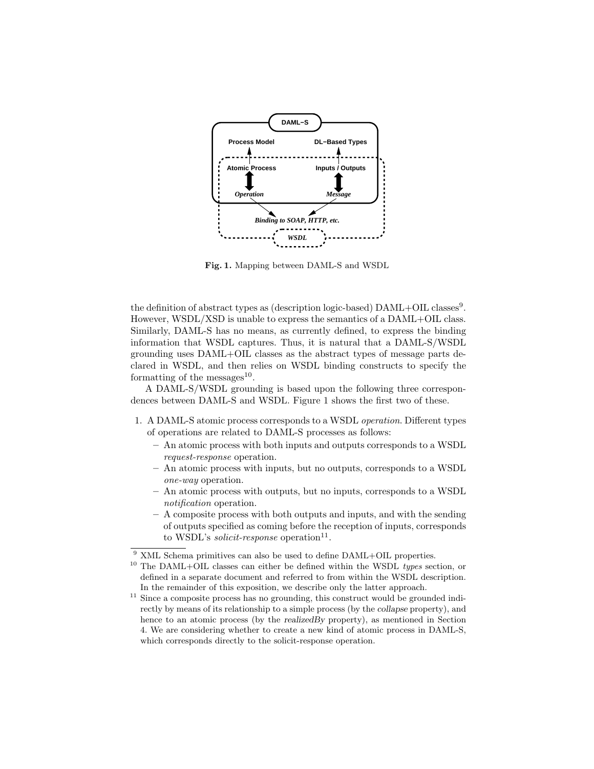Fig. 1. Mapping between DAML-S and WSDL

the definition of abstract types as (description logic-based) DAML+OIL classes[9]. However, WSDL/XSD is unable to express the semantics of a DAML+OIL class. Similarly, DAML-S has no means, as currently defined, to express the binding information that WSDL captures. Thus, it is natural that a DAML-S/WSDL grounding uses DAML+OIL classes as the abstract types of message parts declared in WSDL, and then relies on WSDL binding constructs to specify the formatting of the messages[10].

A DAML-S/WSDL grounding is based upon the following three correspondences between DAML-S and WSDL. Figure 1 shows the first two of these.

1. A DAML-S atomic process corresponds to a WSDL *operation*. Different types of operations are related to DAML-S processes as follows:
   - An atomic process with both inputs and outputs corresponds to a WSDL *request-response* operation.
   - An atomic process with inputs, but no outputs, corresponds to a WSDL *one-way* operation.
   - An atomic process with outputs, but no inputs, corresponds to a WSDL *notification* operation.
   - A composite process with both outputs and inputs, and with the sending of outputs specified as coming before the reception of inputs, corresponds to WSDL's *solicit-response* operation[11].

[9] XML Schema primitives can also be used to define DAML+OIL properties.

[10] The DAML+OIL classes can either be defined within the WSDL *types* section, or defined in a separate document and referred to from within the WSDL description. In the remainder of this exposition, we describe only the latter approach.

[11] Since a composite process has no grounding, this construct would be grounded indirectly by means of its relationship to a simple process (by the *collapse* property), and hence to an atomic process (by the *realizedBy* property), as mentioned in Section 4. We are considering whether to create a new kind of atomic process in DAML-S, which corresponds directly to the solicit-response operation.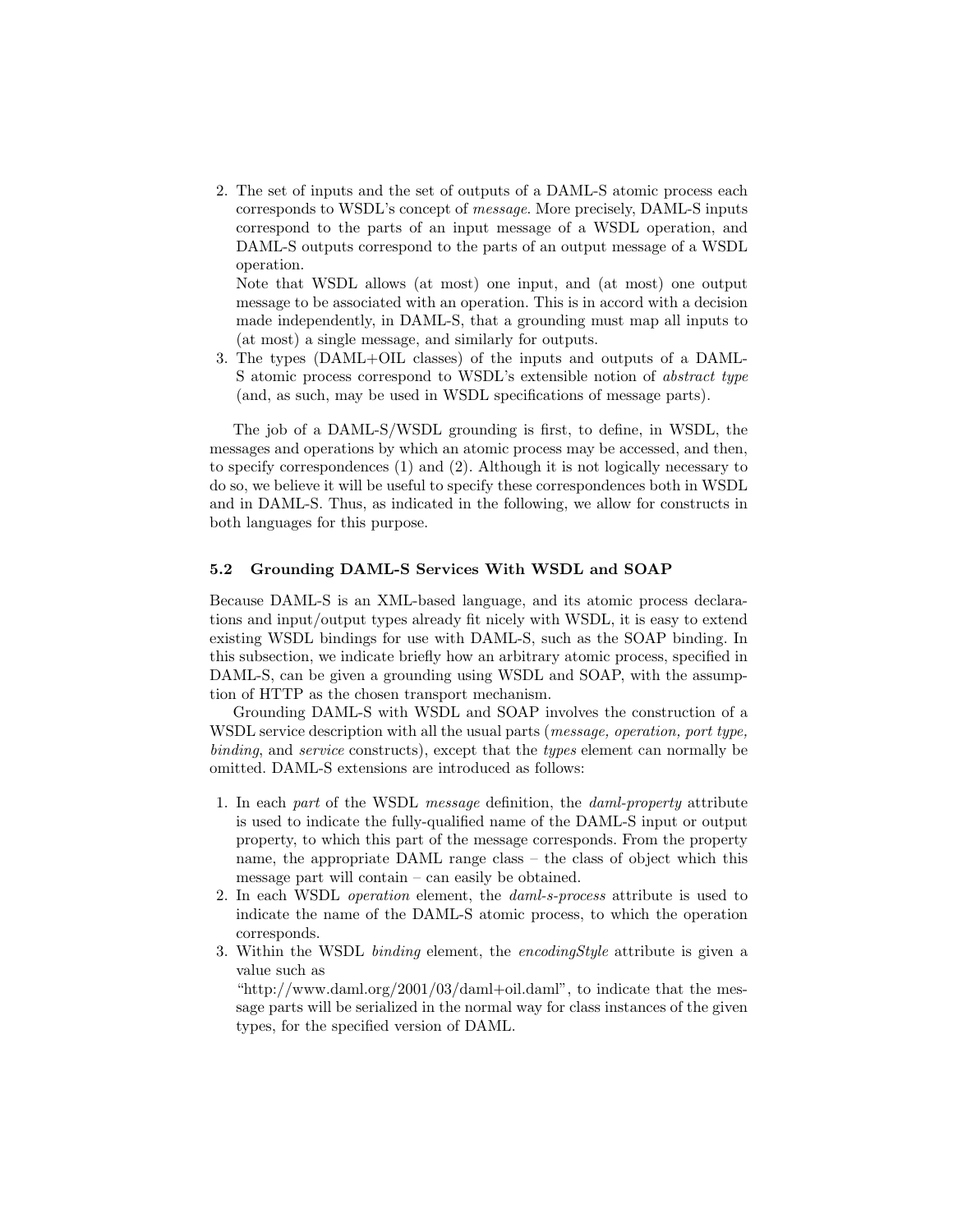2. The set of inputs and the set of outputs of a DAML-S atomic process each corresponds to WSDL's concept of *message*. More precisely, DAML-S inputs correspond to the parts of an input message of a WSDL operation, and DAML-S outputs correspond to the parts of an output message of a WSDL operation.

   Note that WSDL allows (at most) one input, and (at most) one output message to be associated with an operation. This is in accord with a decision made independently, in DAML-S, that a grounding must map all inputs to (at most) a single message, and similarly for outputs.
3. The types (DAML+OIL classes) of the inputs and outputs of a DAML-S atomic process correspond to WSDL's extensible notion of *abstract type* (and, as such, may be used in WSDL specifications of message parts).

The job of a DAML-S/WSDL grounding is first, to define, in WSDL, the messages and operations by which an atomic process may be accessed, and then, to specify correspondences (1) and (2). Although it is not logically necessary to do so, we believe it will be useful to specify these correspondences both in WSDL and in DAML-S. Thus, as indicated in the following, we allow for constructs in both languages for this purpose.

### 5.2 Grounding DAML-S Services With WSDL and SOAP

Because DAML-S is an XML-based language, and its atomic process declarations and input/output types already fit nicely with WSDL, it is easy to extend existing WSDL bindings for use with DAML-S, such as the SOAP binding. In this subsection, we indicate briefly how an arbitrary atomic process, specified in DAML-S, can be given a grounding using WSDL and SOAP, with the assumption of HTTP as the chosen transport mechanism.

Grounding DAML-S with WSDL and SOAP involves the construction of a WSDL service description with all the usual parts (*message, operation, port type, binding*, and *service* constructs), except that the *types* element can normally be omitted. DAML-S extensions are introduced as follows:

1. In each *part* of the WSDL *message* definition, the *daml-property* attribute is used to indicate the fully-qualified name of the DAML-S input or output property, to which this part of the message corresponds. From the property name, the appropriate DAML range class – the class of object which this message part will contain – can easily be obtained.
2. In each WSDL *operation* element, the *daml-s-process* attribute is used to indicate the name of the DAML-S atomic process, to which the operation corresponds.
3. Within the WSDL *binding* element, the *encodingStyle* attribute is given a value such as "http://www.daml.org/2001/03/daml+oil.daml", to indicate that the message parts will be serialized in the normal way for class instances of the given types, for the specified version of DAML.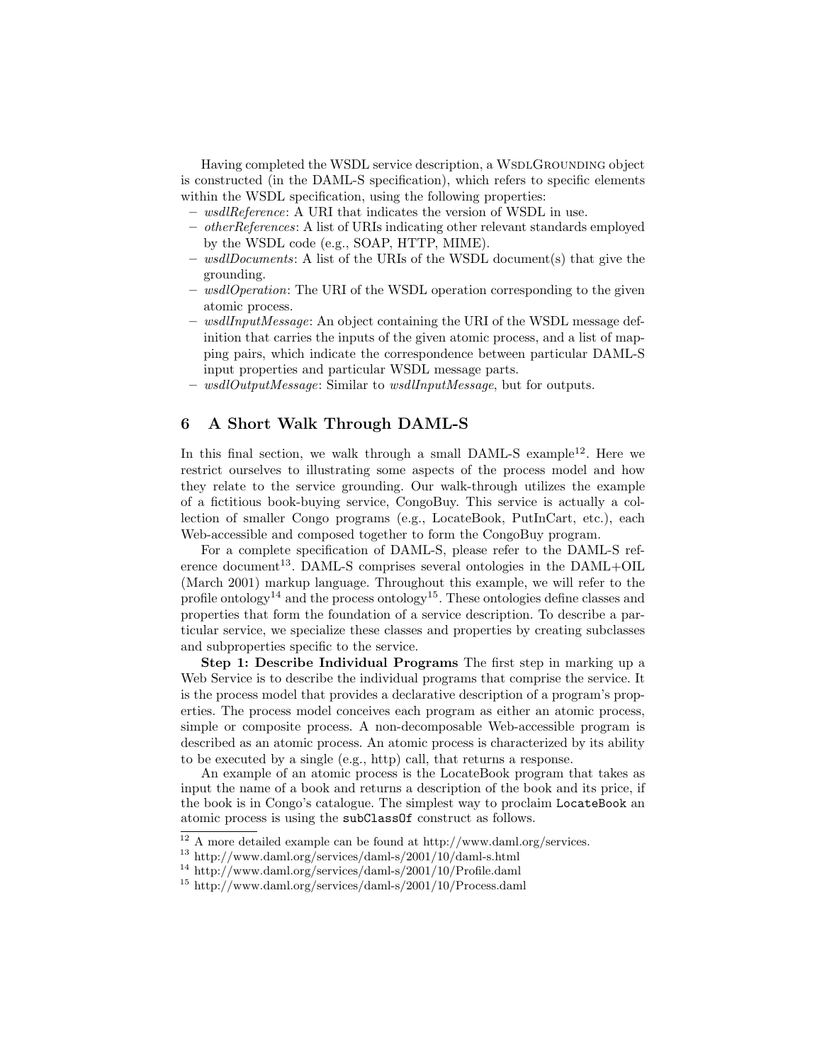Having completed the WSDL service description, a WsdlGrounding object is constructed (in the DAML-S specification), which refers to specific elements within the WSDL specification, using the following properties:

– *wsdlReference*: A URI that indicates the version of WSDL in use.
– *otherReferences*: A list of URIs indicating other relevant standards employed by the WSDL code (e.g., SOAP, HTTP, MIME).
– *wsdlDocuments*: A list of the URIs of the WSDL document(s) that give the grounding.
– *wsdlOperation*: The URI of the WSDL operation corresponding to the given atomic process.
– *wsdlInputMessage*: An object containing the URI of the WSDL message definition that carries the inputs of the given atomic process, and a list of mapping pairs, which indicate the correspondence between particular DAML-S input properties and particular WSDL message parts.
– *wsdlOutputMessage*: Similar to *wsdlInputMessage*, but for outputs.

## 6 A Short Walk Through DAML-S

In this final section, we walk through a small DAML-S example[12]. Here we restrict ourselves to illustrating some aspects of the process model and how they relate to the service grounding. Our walk-through utilizes the example of a fictitious book-buying service, CongoBuy. This service is actually a collection of smaller Congo programs (e.g., LocateBook, PutInCart, etc.), each Web-accessible and composed together to form the CongoBuy program.

For a complete specification of DAML-S, please refer to the DAML-S reference document[13]. DAML-S comprises several ontologies in the DAML+OIL (March 2001) markup language. Throughout this example, we will refer to the profile ontology[14] and the process ontology[15]. These ontologies define classes and properties that form the foundation of a service description. To describe a particular service, we specialize these classes and properties by creating subclasses and subproperties specific to the service.

**Step 1: Describe Individual Programs** The first step in marking up a Web Service is to describe the individual programs that comprise the service. It is the process model that provides a declarative description of a program's properties. The process model conceives each program as either an atomic process, simple or composite process. A non-decomposable Web-accessible program is described as an atomic process. An atomic process is characterized by its ability to be executed by a single (e.g., http) call, that returns a response.

An example of an atomic process is the LocateBook program that takes as input the name of a book and returns a description of the book and its price, if the book is in Congo's catalogue. The simplest way to proclaim `LocateBook` an atomic process is using the `subClassOf` construct as follows.

[12] A more detailed example can be found at http://www.daml.org/services.

[13] http://www.daml.org/services/daml-s/2001/10/daml-s.html

[14] http://www.daml.org/services/daml-s/2001/10/Profile.daml

[15] http://www.daml.org/services/daml-s/2001/10/Process.daml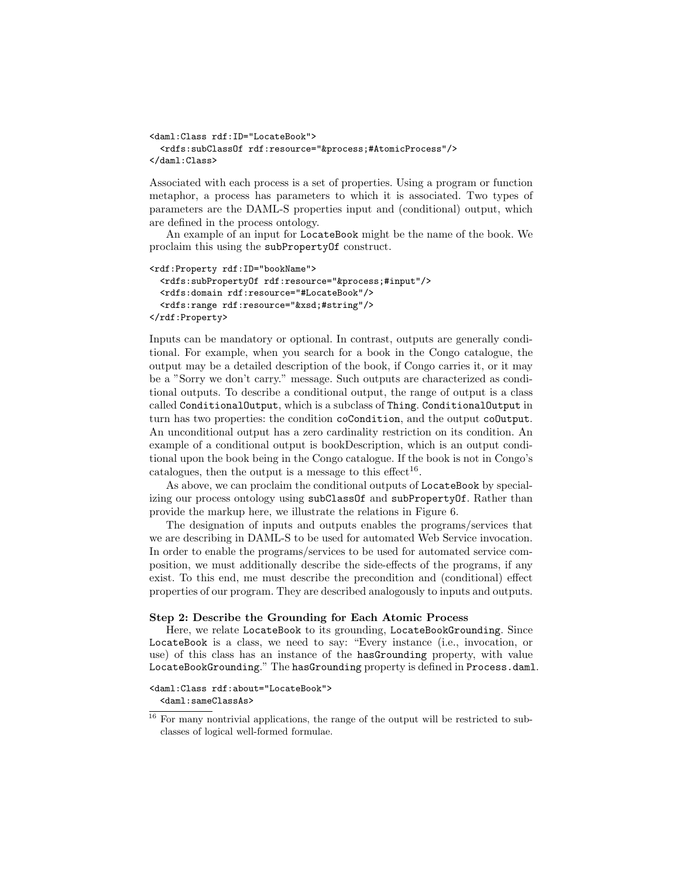```
<daml:Class rdf:ID="LocateBook">
  <rdfs:subClassOf rdf:resource="&process;#AtomicProcess"/>
</daml:Class>
```

Associated with each process is a set of properties. Using a program or function metaphor, a process has parameters to which it is associated. Two types of parameters are the DAML-S properties input and (conditional) output, which are defined in the process ontology.

An example of an input for `LocateBook` might be the name of the book. We proclaim this using the `subPropertyOf` construct.

```
<rdf:Property rdf:ID="bookName">
  <rdfs:subPropertyOf rdf:resource="&process;#input"/>
  <rdfs:domain rdf:resource="#LocateBook"/>
  <rdfs:range rdf:resource="&xsd;#string"/>
</rdf:Property>
```

Inputs can be mandatory or optional. In contrast, outputs are generally conditional. For example, when you search for a book in the Congo catalogue, the output may be a detailed description of the book, if Congo carries it, or it may be a "Sorry we don't carry." message. Such outputs are characterized as conditional outputs. To describe a conditional output, the range of output is a class called `ConditionalOutput`, which is a subclass of `Thing`. `ConditionalOutput` in turn has two properties: the condition `coCondition`, and the output `coOutput`. An unconditional output has a zero cardinality restriction on its condition. An example of a conditional output is bookDescription, which is an output conditional upon the book being in the Congo catalogue. If the book is not in Congo's catalogues, then the output is a message to this effect[16].

As above, we can proclaim the conditional outputs of `LocateBook` by specializing our process ontology using `subClassOf` and `subPropertyOf`. Rather than provide the markup here, we illustrate the relations in Figure 6.

The designation of inputs and outputs enables the programs/services that we are describing in DAML-S to be used for automated Web Service invocation. In order to enable the programs/services to be used for automated service composition, we must additionally describe the side-effects of the programs, if any exist. To this end, me must describe the precondition and (conditional) effect properties of our program. They are described analogously to inputs and outputs.

**Step 2: Describe the Grounding for Each Atomic Process**

Here, we relate `LocateBook` to its grounding, `LocateBookGrounding`. Since `LocateBook` is a class, we need to say: "Every instance (i.e., invocation, or use) of this class has an instance of the `hasGrounding` property, with value `LocateBookGrounding`." The `hasGrounding` property is defined in `Process.daml`.

```
<daml:Class rdf:about="LocateBook">
  <daml:sameClassAs>
```

[16] For many nontrivial applications, the range of the output will be restricted to subclasses of logical well-formed formulae.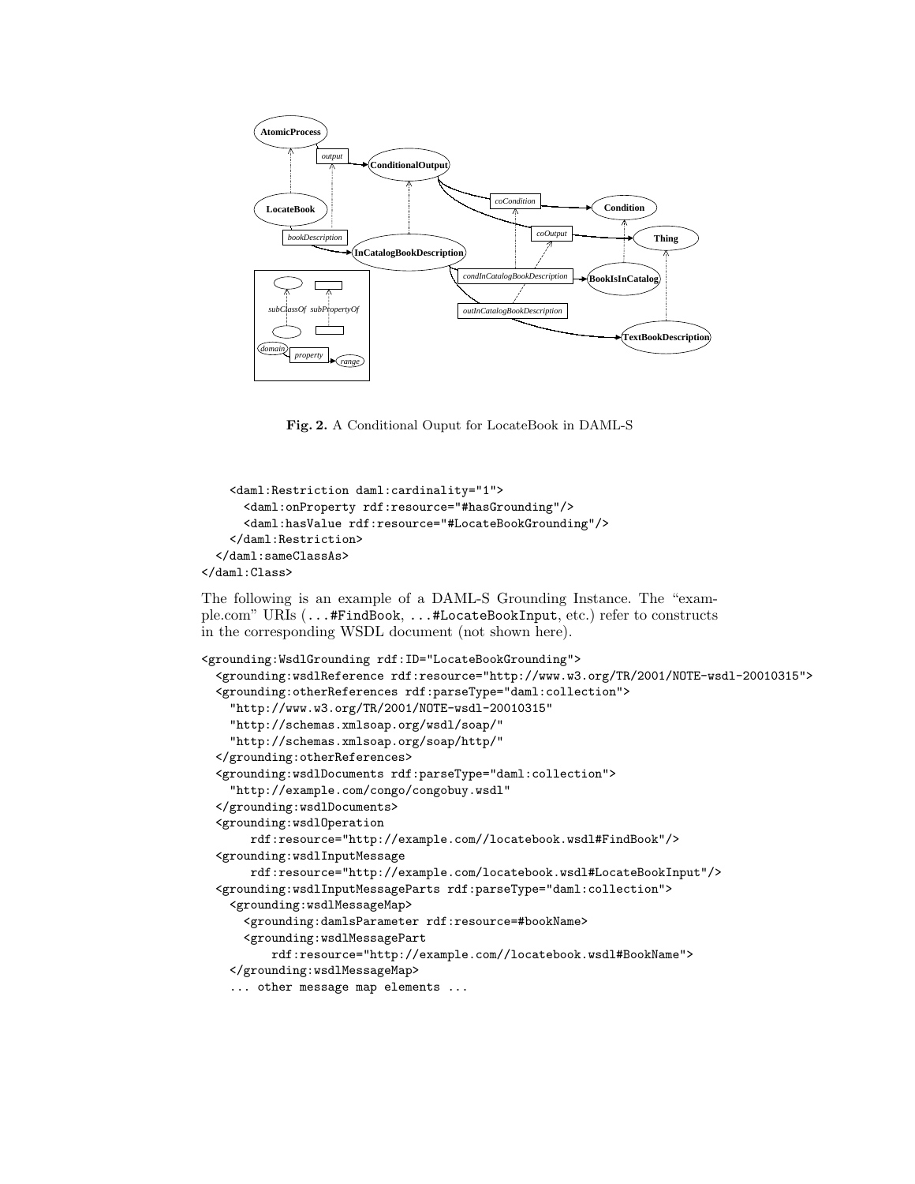**Fig. 2.** A Conditional Ouput for LocateBook in DAML-S

```
    <daml:Restriction daml:cardinality="1">
      <daml:onProperty rdf:resource="#hasGrounding"/>
      <daml:hasValue rdf:resource="#LocateBookGrounding"/>
    </daml:Restriction>
  </daml:sameClassAs>
</daml:Class>
```

The following is an example of a DAML-S Grounding Instance. The "example.com" URIs (...#FindBook, ...#LocateBookInput, etc.) refer to constructs in the corresponding WSDL document (not shown here).

```
<grounding:WsdlGrounding rdf:ID="LocateBookGrounding">
  <grounding:wsdlReference rdf:resource="http://www.w3.org/TR/2001/NOTE-wsdl-20010315">
  <grounding:otherReferences rdf:parseType="daml:collection">
    "http://www.w3.org/TR/2001/NOTE-wsdl-20010315"
    "http://schemas.xmlsoap.org/wsdl/soap/"
    "http://schemas.xmlsoap.org/soap/http/"
  </grounding:otherReferences>
  <grounding:wsdlDocuments rdf:parseType="daml:collection">
    "http://example.com/congo/congobuy.wsdl"
  </grounding:wsdlDocuments>
  <grounding:wsdlOperation
       rdf:resource="http://example.com//locatebook.wsdl#FindBook"/>
  <grounding:wsdlInputMessage
       rdf:resource="http://example.com/locatebook.wsdl#LocateBookInput"/>
  <grounding:wsdlInputMessageParts rdf:parseType="daml:collection">
    <grounding:wsdlMessageMap>
      <grounding:damlsParameter rdf:resource=#bookName>
      <grounding:wsdlMessagePart
          rdf:resource="http://example.com//locatebook.wsdl#BookName">
    </grounding:wsdlMessageMap>
    ... other message map elements ...
```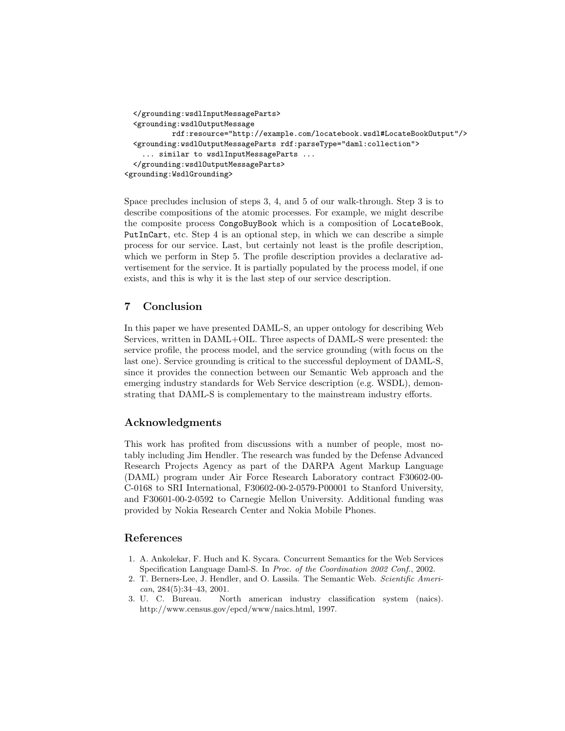```
  </grounding:wsdlInputMessageParts>
  <grounding:wsdlOutputMessage
          rdf:resource="http://example.com/locatebook.wsdl#LocateBookOutput"/>
  <grounding:wsdlOutputMessageParts rdf:parseType="daml:collection">
    ... similar to wsdlInputMessageParts ...
  </grounding:wsdlOutputMessageParts>
<grounding:WsdlGrounding>
```

Space precludes inclusion of steps 3, 4, and 5 of our walk-through. Step 3 is to describe compositions of the atomic processes. For example, we might describe the composite process `CongoBuyBook` which is a composition of `LocateBook`, `PutInCart`, etc. Step 4 is an optional step, in which we can describe a simple process for our service. Last, but certainly not least is the profile description, which we perform in Step 5. The profile description provides a declarative advertisement for the service. It is partially populated by the process model, if one exists, and this is why it is the last step of our service description.

## 7 Conclusion

In this paper we have presented DAML-S, an upper ontology for describing Web Services, written in DAML+OIL. Three aspects of DAML-S were presented: the service profile, the process model, and the service grounding (with focus on the last one). Service grounding is critical to the successful deployment of DAML-S, since it provides the connection between our Semantic Web approach and the emerging industry standards for Web Service description (e.g. WSDL), demonstrating that DAML-S is complementary to the mainstream industry efforts.

## Acknowledgments

This work has profited from discussions with a number of people, most notably including Jim Hendler. The research was funded by the Defense Advanced Research Projects Agency as part of the DARPA Agent Markup Language (DAML) program under Air Force Research Laboratory contract F30602-00-C-0168 to SRI International, F30602-00-2-0579-P00001 to Stanford University, and F30601-00-2-0592 to Carnegie Mellon University. Additional funding was provided by Nokia Research Center and Nokia Mobile Phones.

## References

1. A. Ankolekar, F. Huch and K. Sycara. Concurrent Semantics for the Web Services Specification Language Daml-S. In *Proc. of the Coordination 2002 Conf.*, 2002.
2. T. Berners-Lee, J. Hendler, and O. Lassila. The Semantic Web. *Scientific American*, 284(5):34–43, 2001.
3. U. C. Bureau. North american industry classification system (naics). http://www.census.gov/epcd/www/naics.html, 1997.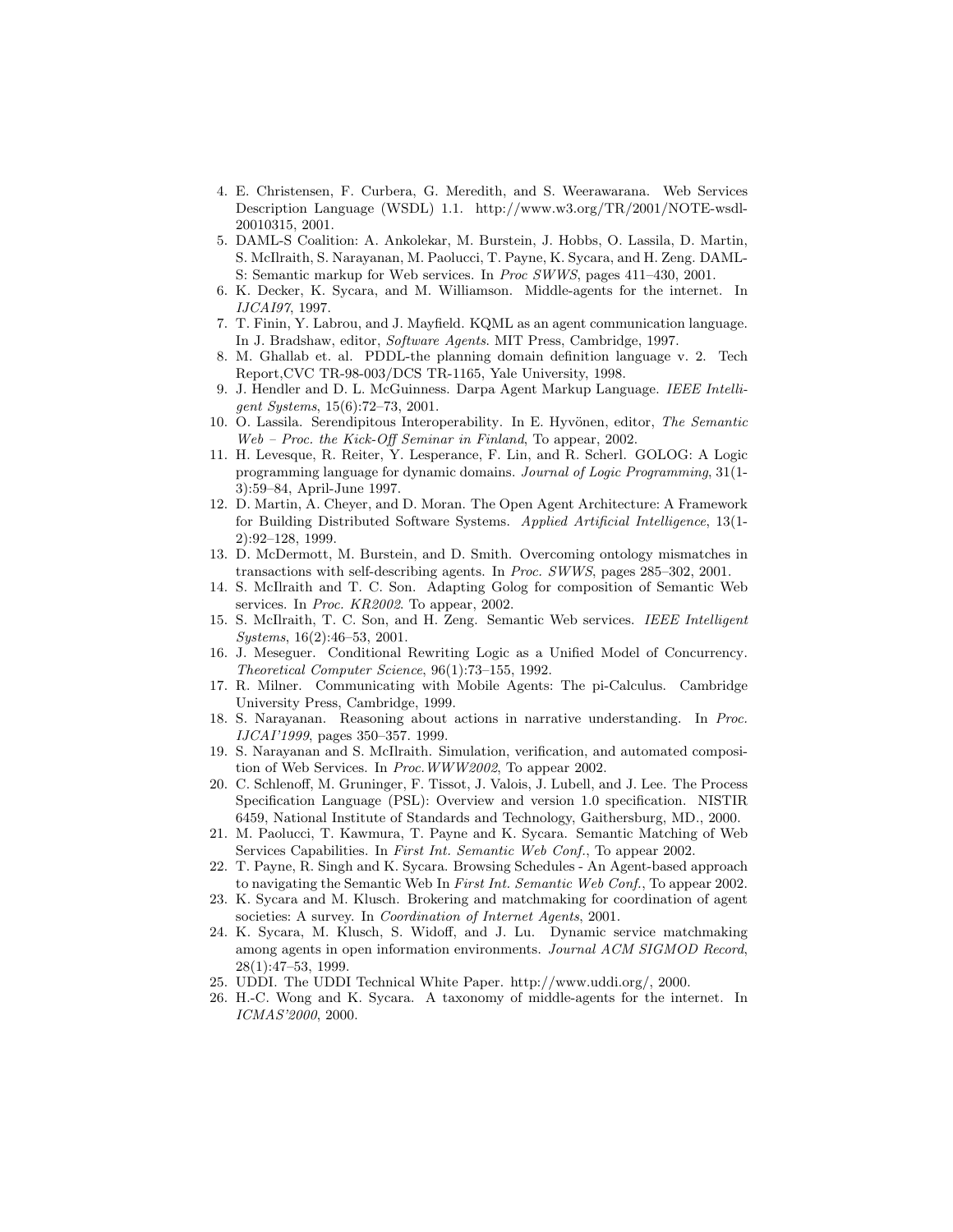4. E. Christensen, F. Curbera, G. Meredith, and S. Weerawarana. Web Services Description Language (WSDL) 1.1. http://www.w3.org/TR/2001/NOTE-wsdl-20010315, 2001.
5. DAML-S Coalition: A. Ankolekar, M. Burstein, J. Hobbs, O. Lassila, D. Martin, S. McIlraith, S. Narayanan, M. Paolucci, T. Payne, K. Sycara, and H. Zeng. DAML-S: Semantic markup for Web services. In *Proc SWWS*, pages 411–430, 2001.
6. K. Decker, K. Sycara, and M. Williamson. Middle-agents for the internet. In *IJCAI97*, 1997.
7. T. Finin, Y. Labrou, and J. Mayfield. KQML as an agent communication language. In J. Bradshaw, editor, *Software Agents*. MIT Press, Cambridge, 1997.
8. M. Ghallab et. al. PDDL-the planning domain definition language v. 2. Tech Report,CVC TR-98-003/DCS TR-1165, Yale University, 1998.
9. J. Hendler and D. L. McGuinness. Darpa Agent Markup Language. *IEEE Intelligent Systems*, 15(6):72–73, 2001.
10. O. Lassila. Serendipitous Interoperability. In E. Hyvönen, editor, *The Semantic Web – Proc. the Kick-Off Seminar in Finland*, To appear, 2002.
11. H. Levesque, R. Reiter, Y. Lesperance, F. Lin, and R. Scherl. GOLOG: A Logic programming language for dynamic domains. *Journal of Logic Programming*, 31(1-3):59–84, April-June 1997.
12. D. Martin, A. Cheyer, and D. Moran. The Open Agent Architecture: A Framework for Building Distributed Software Systems. *Applied Artificial Intelligence*, 13(1-2):92–128, 1999.
13. D. McDermott, M. Burstein, and D. Smith. Overcoming ontology mismatches in transactions with self-describing agents. In *Proc. SWWS*, pages 285–302, 2001.
14. S. McIlraith and T. C. Son. Adapting Golog for composition of Semantic Web services. In *Proc. KR2002*. To appear, 2002.
15. S. McIlraith, T. C. Son, and H. Zeng. Semantic Web services. *IEEE Intelligent Systems*, 16(2):46–53, 2001.
16. J. Meseguer. Conditional Rewriting Logic as a Unified Model of Concurrency. *Theoretical Computer Science*, 96(1):73–155, 1992.
17. R. Milner. Communicating with Mobile Agents: The pi-Calculus. Cambridge University Press, Cambridge, 1999.
18. S. Narayanan. Reasoning about actions in narrative understanding. In *Proc. IJCAI'1999*, pages 350–357. 1999.
19. S. Narayanan and S. McIlraith. Simulation, verification, and automated composition of Web Services. In *Proc.WWW2002*, To appear 2002.
20. C. Schlenoff, M. Gruninger, F. Tissot, J. Valois, J. Lubell, and J. Lee. The Process Specification Language (PSL): Overview and version 1.0 specification. NISTIR 6459, National Institute of Standards and Technology, Gaithersburg, MD., 2000.
21. M. Paolucci, T. Kawmura, T. Payne and K. Sycara. Semantic Matching of Web Services Capabilities. In *First Int. Semantic Web Conf.*, To appear 2002.
22. T. Payne, R. Singh and K. Sycara. Browsing Schedules - An Agent-based approach to navigating the Semantic Web In *First Int. Semantic Web Conf.*, To appear 2002.
23. K. Sycara and M. Klusch. Brokering and matchmaking for coordination of agent societies: A survey. In *Coordination of Internet Agents*, 2001.
24. K. Sycara, M. Klusch, S. Widoff, and J. Lu. Dynamic service matchmaking among agents in open information environments. *Journal ACM SIGMOD Record*, 28(1):47–53, 1999.
25. UDDI. The UDDI Technical White Paper. http://www.uddi.org/, 2000.
26. H.-C. Wong and K. Sycara. A taxonomy of middle-agents for the internet. In *ICMAS'2000*, 2000.